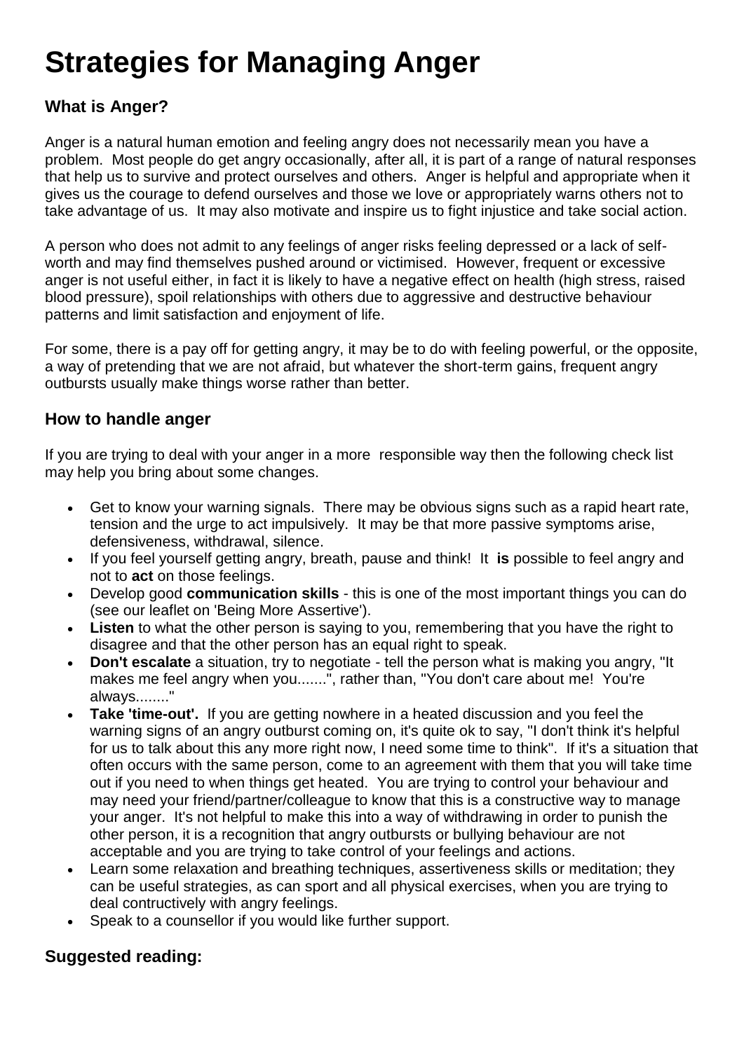# Strategies for Managing Anger

### What is Anger?

Anger is a natural human emotion and feeling angry does not necessarily mean you have a problem. Most people do get angry occasionally, after all, it is part of a range of natural responses that help us to survive and protect ourselves and others. Anger is helpful and appropriate when it gives us the courage to defend ourselves and those we love or appropriately warns others not to take advantage of us. It may also motivate and inspire us to fight injustice and take social action.

A person who does not admit to any feelings of anger risks feeling depressed or a lack of self-worth and may find themselves pushed around or victimised. However, frequent or excessive anger is not useful either, in fact it is likely to have a negative effect on health (high stress, raised blood pressure), spoil relationships with others due to aggressive and destructive behaviour patterns and limit satisfaction and enjoyment of life.

For some, there is a pay off for getting angry, it may be to do with feeling powerful, or the opposite, a way of pretending that we are not afraid, but whatever the short-term gains, frequent angry outbursts usually make things worse rather than better.

### How to handle anger

If you are trying to deal with your anger in a more responsible way then the following check list may help you bring about some changes.

- Get to know your warning signals. There may be obvious signs such as a rapid heart rate, tension and the urge to act impulsively. It may be that more passive symptoms arise, defensiveness, withdrawal, silence.
- If you feel yourself getting angry, breath, pause and think! It **is** possible to feel angry and not to **act** on those feelings.
- Develop good **communication skills** - this is one of the most important things you can do (see our leaflet on 'Being More Assertive').
- **Listen** to what the other person is saying to you, remembering that you have the right to disagree and that the other person has an equal right to speak.
- **Don't escalate** a situation, try to negotiate - tell the person what is making you angry, "It makes me feel angry when you.......", rather than, "You don't care about me! You're always........"
- **Take 'time-out'.** If you are getting nowhere in a heated discussion and you feel the warning signs of an angry outburst coming on, it's quite ok to say, "I don't think it's helpful for us to talk about this any more right now, I need some time to think". If it's a situation that often occurs with the same person, come to an agreement with them that you will take time out if you need to when things get heated. You are trying to control your behaviour and may need your friend/partner/colleague to know that this is a constructive way to manage your anger. It's not helpful to make this into a way of withdrawing in order to punish the other person, it is a recognition that angry outbursts or bullying behaviour are not acceptable and you are trying to take control of your feelings and actions.
- Learn some relaxation and breathing techniques, assertiveness skills or meditation; they can be useful strategies, as can sport and all physical exercises, when you are trying to deal contructively with angry feelings.
- Speak to a counsellor if you would like further support.

### Suggested reading: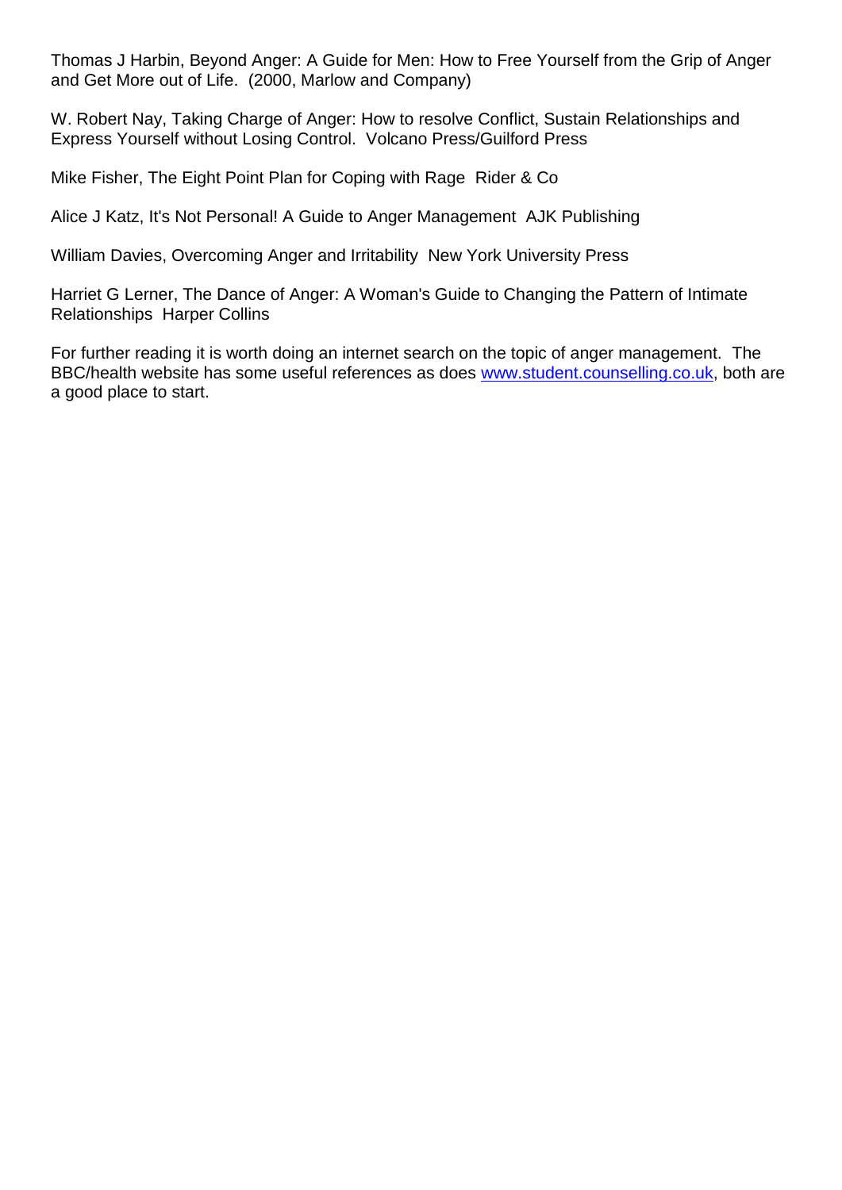Thomas J Harbin, Beyond Anger: A Guide for Men: How to Free Yourself from the Grip of Anger and Get More out of Life. (2000, Marlow and Company)

W. Robert Nay, Taking Charge of Anger: How to resolve Conflict, Sustain Relationships and Express Yourself without Losing Control. Volcano Press/Guilford Press

Mike Fisher, The Eight Point Plan for Coping with Rage Rider & Co

Alice J Katz, It's Not Personal! A Guide to Anger Management AJK Publishing

William Davies, Overcoming Anger and Irritability New York University Press

Harriet G Lerner, The Dance of Anger: A Woman's Guide to Changing the Pattern of Intimate Relationships Harper Collins

For further reading it is worth doing an internet search on the topic of anger management. The BBC/health website has some useful references as does [www.student.counselling.co.uk](http://www.student.counselling.co.uk), both are a good place to start.